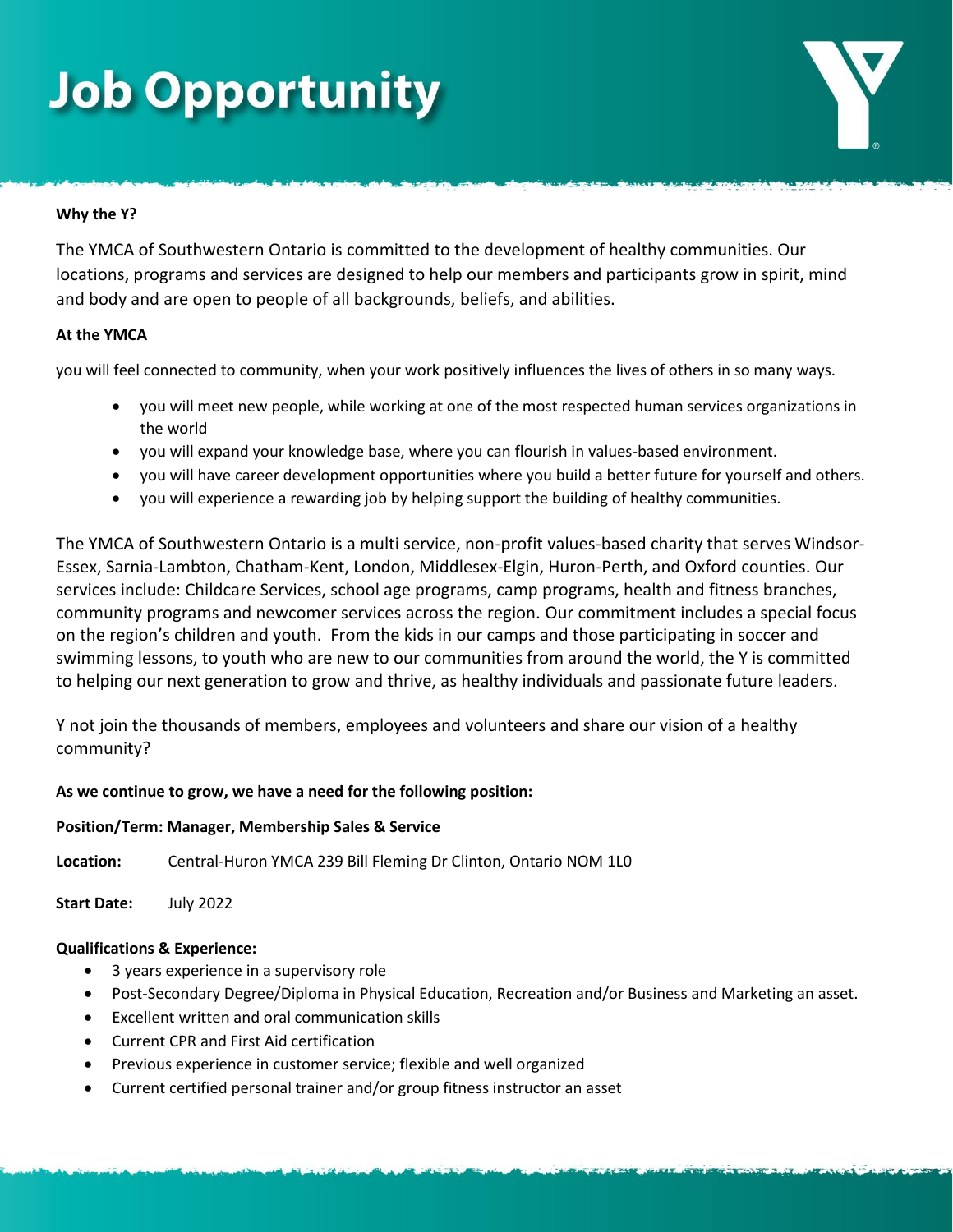# Job Opportunity

**Why the Y?**

The YMCA of Southwestern Ontario is committed to the development of healthy communities. Our locations, programs and services are designed to help our members and participants grow in spirit, mind and body and are open to people of all backgrounds, beliefs, and abilities.

**At the YMCA**

you will feel connected to community, when your work positively influences the lives of others in so many ways.

- you will meet new people, while working at one of the most respected human services organizations in the world
- you will expand your knowledge base, where you can flourish in values-based environment.
- you will have career development opportunities where you build a better future for yourself and others.
- you will experience a rewarding job by helping support the building of healthy communities.

The YMCA of Southwestern Ontario is a multi service, non-profit values-based charity that serves Windsor-Essex, Sarnia-Lambton, Chatham-Kent, London, Middlesex-Elgin, Huron-Perth, and Oxford counties. Our services include: Childcare Services, school age programs, camp programs, health and fitness branches, community programs and newcomer services across the region. Our commitment includes a special focus on the region's children and youth. From the kids in our camps and those participating in soccer and swimming lessons, to youth who are new to our communities from around the world, the Y is committed to helping our next generation to grow and thrive, as healthy individuals and passionate future leaders.

Y not join the thousands of members, employees and volunteers and share our vision of a healthy community?

**As we continue to grow, we have a need for the following position:**

**Position/Term: Manager, Membership Sales & Service**

**Location:** Central-Huron YMCA 239 Bill Fleming Dr Clinton, Ontario NOM 1L0

**Start Date:** July 2022

**Qualifications & Experience:**

- 3 years experience in a supervisory role
- Post-Secondary Degree/Diploma in Physical Education, Recreation and/or Business and Marketing an asset.
- Excellent written and oral communication skills
- Current CPR and First Aid certification
- Previous experience in customer service; flexible and well organized
- Current certified personal trainer and/or group fitness instructor an asset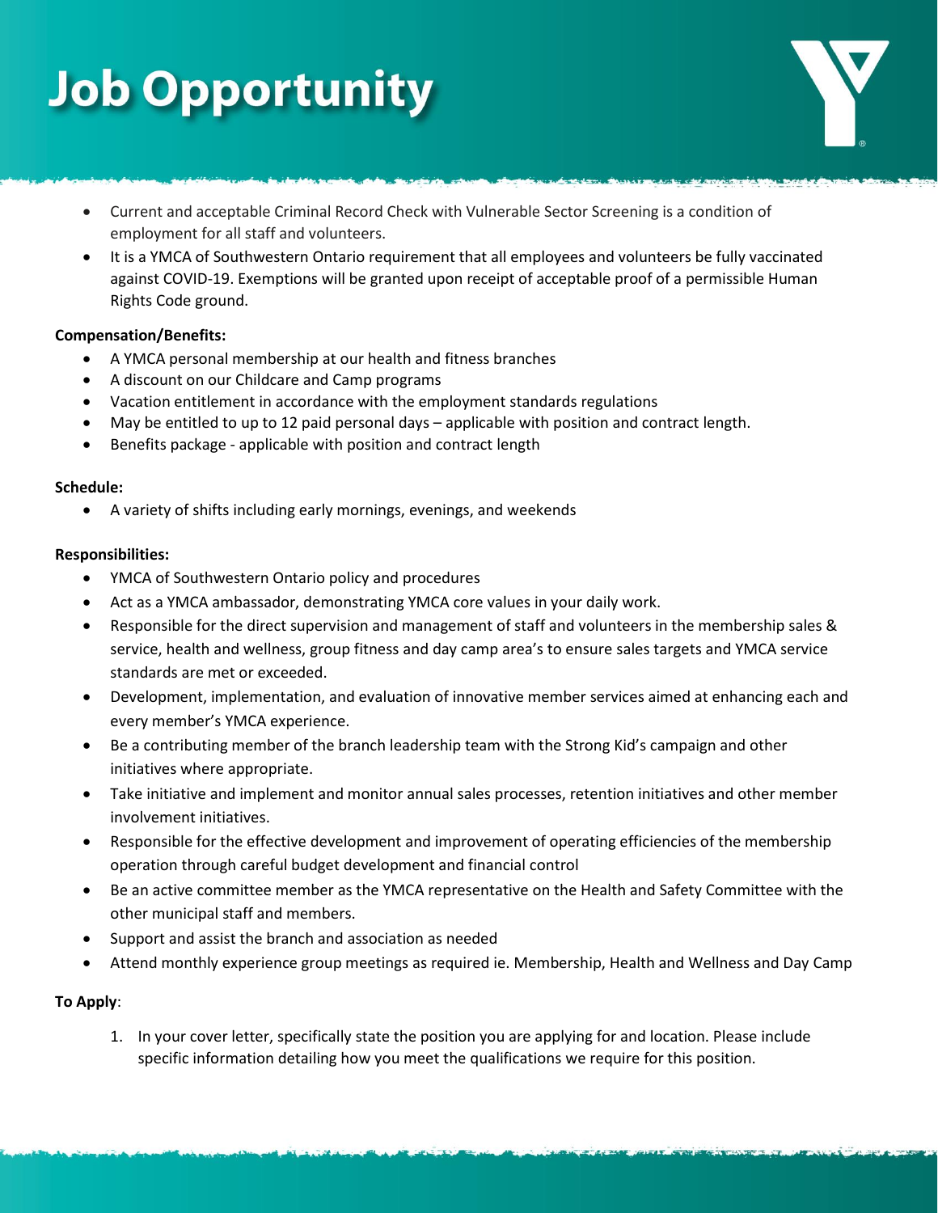# Job Opportunity

- Current and acceptable Criminal Record Check with Vulnerable Sector Screening is a condition of employment for all staff and volunteers.
- It is a YMCA of Southwestern Ontario requirement that all employees and volunteers be fully vaccinated against COVID-19. Exemptions will be granted upon receipt of acceptable proof of a permissible Human Rights Code ground.

**Compensation/Benefits:**

- A YMCA personal membership at our health and fitness branches
- A discount on our Childcare and Camp programs
- Vacation entitlement in accordance with the employment standards regulations
- May be entitled to up to 12 paid personal days – applicable with position and contract length.
- Benefits package - applicable with position and contract length

**Schedule:**

- A variety of shifts including early mornings, evenings, and weekends

**Responsibilities:**

- YMCA of Southwestern Ontario policy and procedures
- Act as a YMCA ambassador, demonstrating YMCA core values in your daily work.
- Responsible for the direct supervision and management of staff and volunteers in the membership sales & service, health and wellness, group fitness and day camp area's to ensure sales targets and YMCA service standards are met or exceeded.
- Development, implementation, and evaluation of innovative member services aimed at enhancing each and every member's YMCA experience.
- Be a contributing member of the branch leadership team with the Strong Kid's campaign and other initiatives where appropriate.
- Take initiative and implement and monitor annual sales processes, retention initiatives and other member involvement initiatives.
- Responsible for the effective development and improvement of operating efficiencies of the membership operation through careful budget development and financial control
- Be an active committee member as the YMCA representative on the Health and Safety Committee with the other municipal staff and members.
- Support and assist the branch and association as needed
- Attend monthly experience group meetings as required ie. Membership, Health and Wellness and Day Camp

**To Apply**:

1. In your cover letter, specifically state the position you are applying for and location. Please include specific information detailing how you meet the qualifications we require for this position.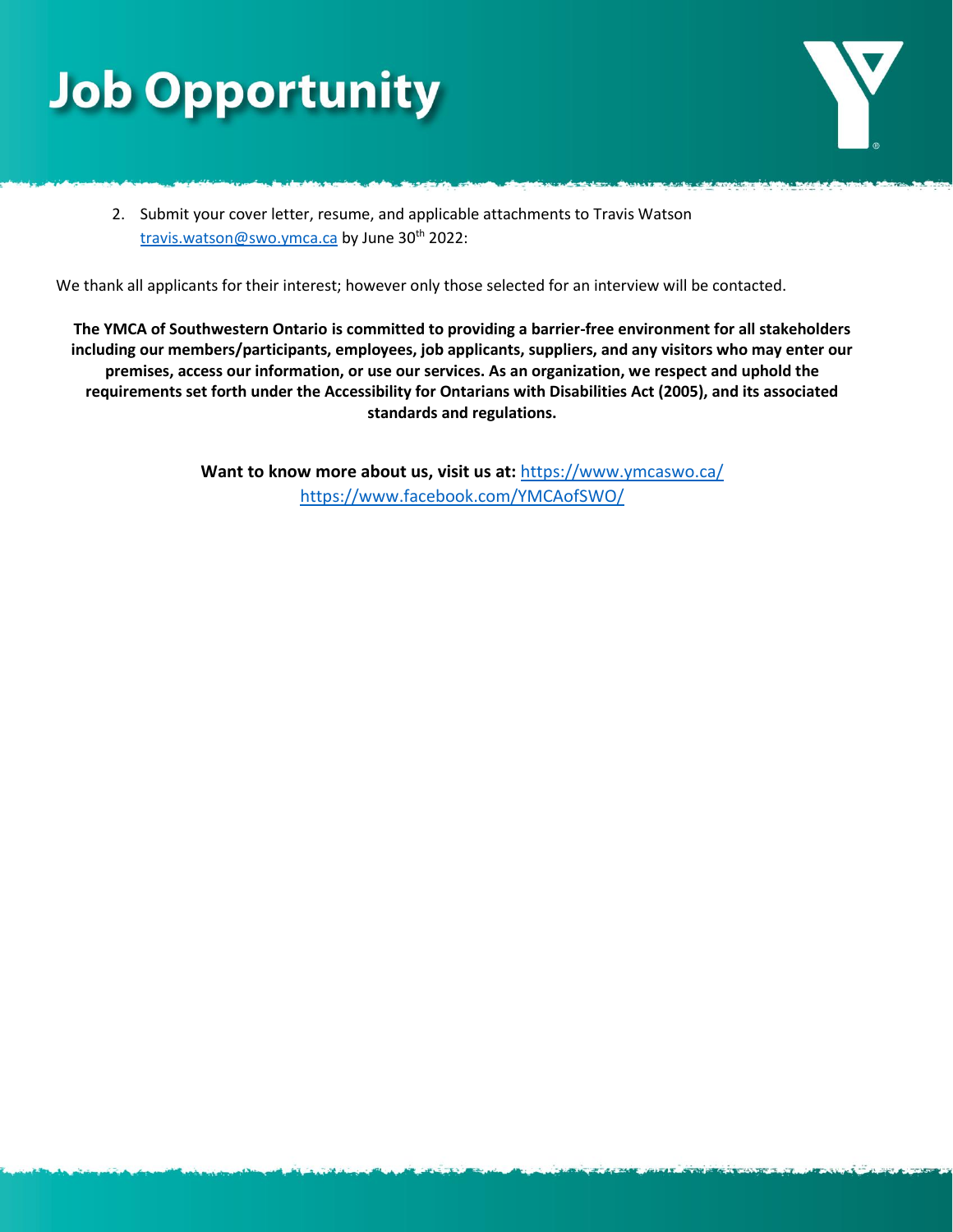# Job Opportunity

2. Submit your cover letter, resume, and applicable attachments to Travis Watson travis.watson@swo.ymca.ca by June 30th 2022:

We thank all applicants for their interest; however only those selected for an interview will be contacted.

**The YMCA of Southwestern Ontario is committed to providing a barrier-free environment for all stakeholders including our members/participants, employees, job applicants, suppliers, and any visitors who may enter our premises, access our information, or use our services. As an organization, we respect and uphold the requirements set forth under the Accessibility for Ontarians with Disabilities Act (2005), and its associated standards and regulations.**

**Want to know more about us, visit us at:** https://www.ymcaswo.ca/
https://www.facebook.com/YMCAofSWO/